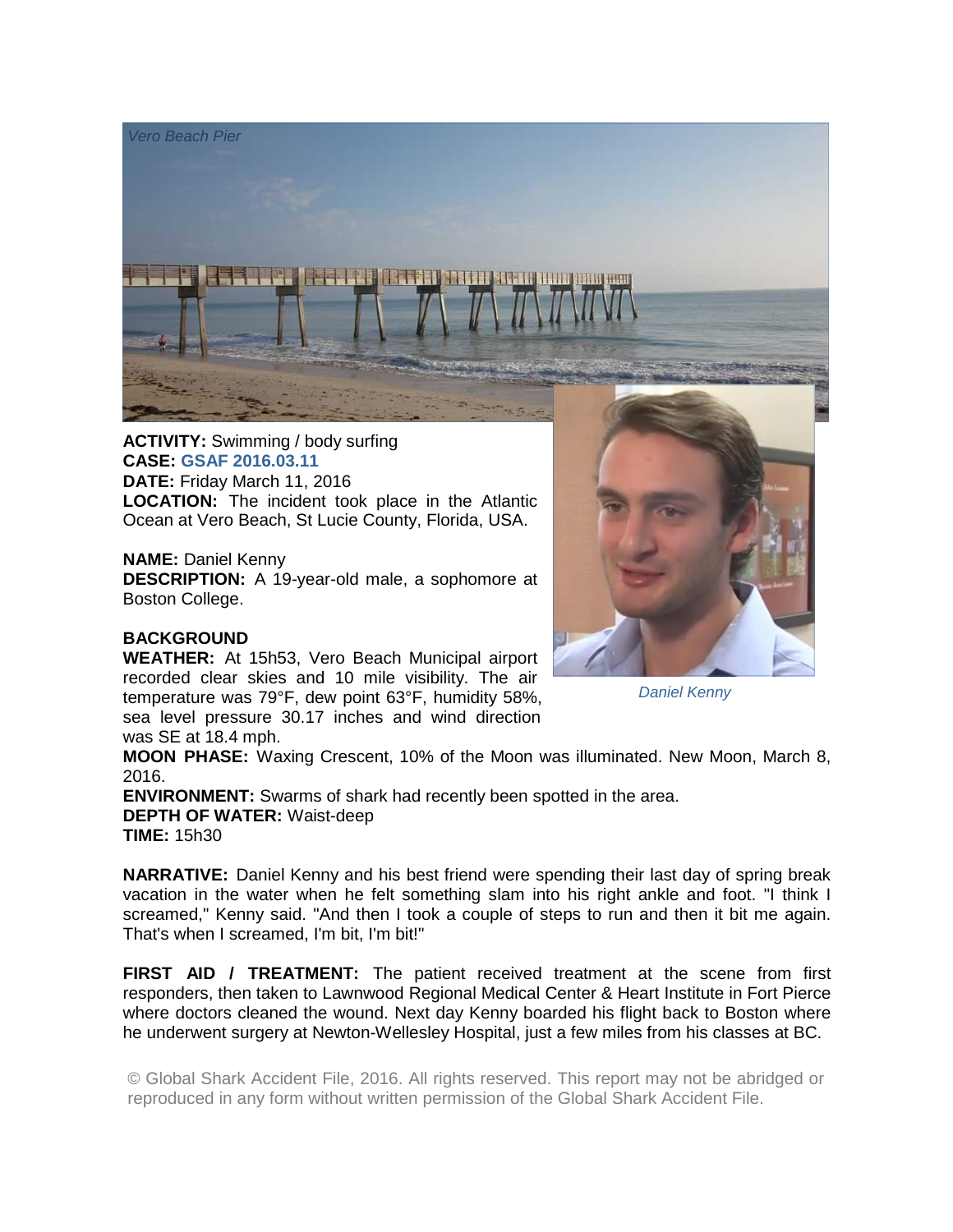*Vero Beach Pier*

**ACTIVITY:** Swimming / body surfing
**CASE:** GSAF 2016.03.11
**DATE:** Friday March 11, 2016
**LOCATION:** The incident took place in the Atlantic Ocean at Vero Beach, St Lucie County, Florida, USA.

**NAME:** Daniel Kenny
**DESCRIPTION:** A 19-year-old male, a sophomore at Boston College.

*Daniel Kenny*

**BACKGROUND**
**WEATHER:** At 15h53, Vero Beach Municipal airport recorded clear skies and 10 mile visibility. The air temperature was 79°F, dew point 63°F, humidity 58%, sea level pressure 30.17 inches and wind direction was SE at 18.4 mph.
**MOON PHASE:** Waxing Crescent, 10% of the Moon was illuminated. New Moon, March 8, 2016.
**ENVIRONMENT:** Swarms of shark had recently been spotted in the area.
**DEPTH OF WATER:** Waist-deep
**TIME:** 15h30

**NARRATIVE:** Daniel Kenny and his best friend were spending their last day of spring break vacation in the water when he felt something slam into his right ankle and foot. "I think I screamed," Kenny said. "And then I took a couple of steps to run and then it bit me again. That's when I screamed, I'm bit, I'm bit!"

**FIRST AID / TREATMENT:** The patient received treatment at the scene from first responders, then taken to Lawnwood Regional Medical Center & Heart Institute in Fort Pierce where doctors cleaned the wound. Next day Kenny boarded his flight back to Boston where he underwent surgery at Newton-Wellesley Hospital, just a few miles from his classes at BC.

© Global Shark Accident File, 2016. All rights reserved. This report may not be abridged or reproduced in any form without written permission of the Global Shark Accident File.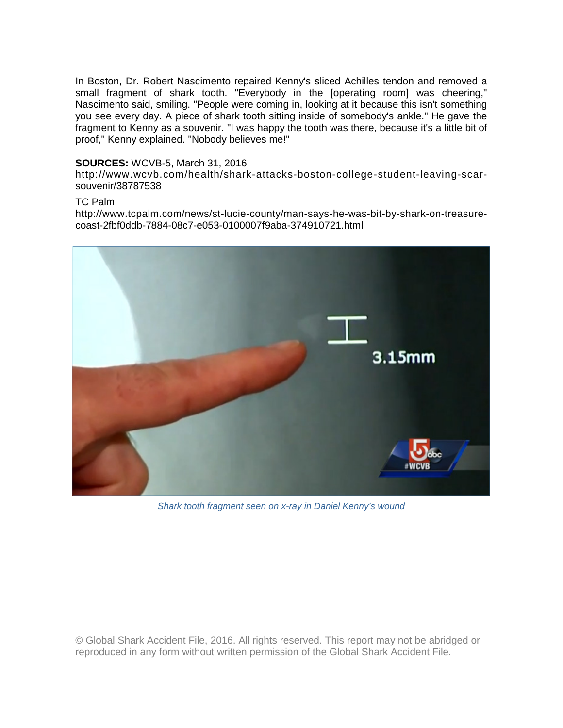In Boston, Dr. Robert Nascimento repaired Kenny's sliced Achilles tendon and removed a small fragment of shark tooth. "Everybody in the [operating room] was cheering," Nascimento said, smiling. "People were coming in, looking at it because this isn't something you see every day. A piece of shark tooth sitting inside of somebody's ankle." He gave the fragment to Kenny as a souvenir. "I was happy the tooth was there, because it's a little bit of proof," Kenny explained. "Nobody believes me!"

**SOURCES:** WCVB-5, March 31, 2016
http://www.wcvb.com/health/shark-attacks-boston-college-student-leaving-scar-souvenir/38787538

TC Palm
http://www.tcpalm.com/news/st-lucie-county/man-says-he-was-bit-by-shark-on-treasure-coast-2fbf0ddb-7884-08c7-e053-0100007f9aba-374910721.html

*Shark tooth fragment seen on x-ray in Daniel Kenny's wound*

© Global Shark Accident File, 2016. All rights reserved. This report may not be abridged or reproduced in any form without written permission of the Global Shark Accident File.